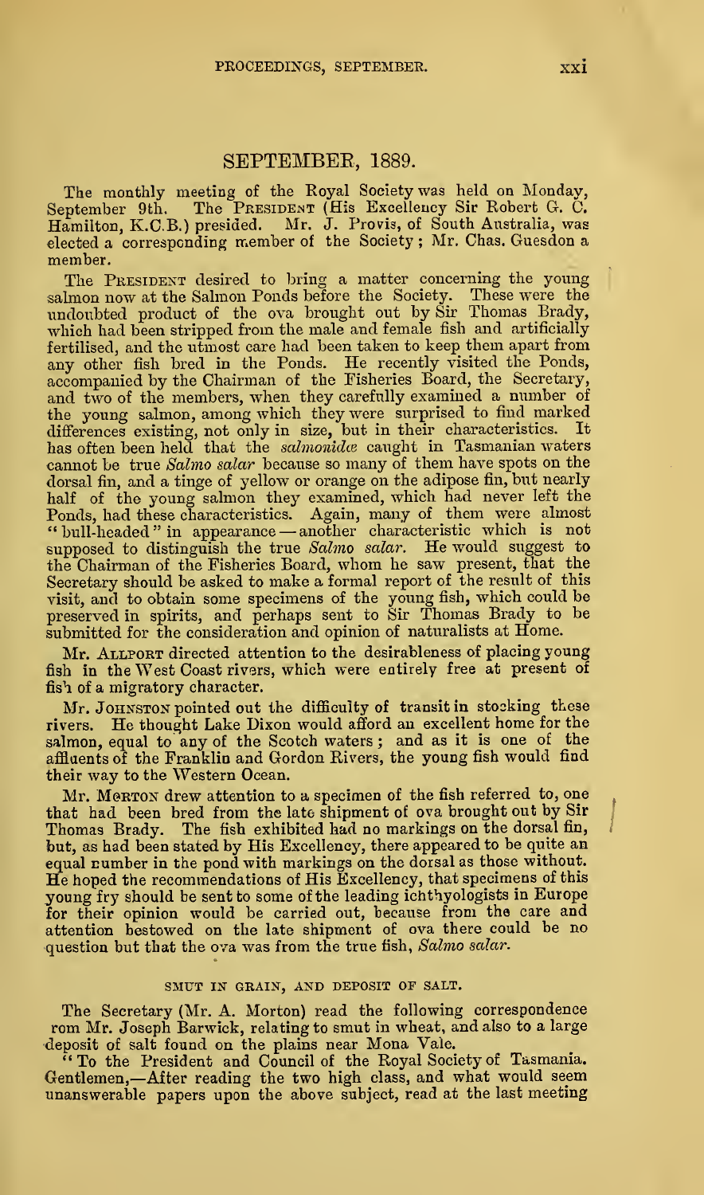## SEPTEMBER, 1889.

The monthly meeting of the Royal Society was held on Monday, September 9th. The PRESIDENT (His Excellency Sir Robert G. C. Hamilton, K.C.B.) presided. Mr. J. Provis, of South Australia, was elected a corresponding member of the Society; Mr. Chas. Guesdon a member.

The PRESIDENT desired to bring a matter concerning the young salmon now at the Salmon Ponds before the Society. These were the undoubted product of the ova brought out by Sir Thomas Brady, which had been stripped from the male and female fish and artificially fertilised, and the utmost care had been taken to keep them apart from any other fish bred in the Ponds. He recently visited the Ponds, accompanied by the Chairman of the Fisheries Board, the Secretary, and two of the members, when they carefully examined a number of the young salmon, among which they were surprised to find marked differences existing, not only in size, but in their characteristics. It has often been held that the *salmonidæ* caught in Tasmanian waters cannot be true *Salmo salar* because so many of them have spots on the dorsal fin, and a tinge of yellow or orange on the adipose fin, but nearly half of the young salmon they examined, which had never left the Ponds, had these characteristics. Again, many of them were almost "bull-headed" in appearance—another characteristic which is not supposed to distinguish the true *Salmo salar*. He would suggest to the Chairman of the Fisheries Board, whom he saw present, that the Secretary should be asked to make a formal report of the result of this visit, and to obtain some specimens of the young fish, which could be preserved in spirits, and perhaps sent to Sir Thomas Brady to be submitted for the consideration and opinion of naturalists at Home.

Mr. ALLPORT directed attention to the desirableness of placing young fish in the West Coast rivers, which were entirely free at present of fish of a migratory character.

Mr. JOHNSTON pointed out the difficulty of transit in stocking these rivers. He thought Lake Dixon would afford an excellent home for the salmon, equal to any of the Scotch waters; and as it is one of the affluents of the Franklin and Gordon Rivers, the young fish would find their way to the Western Ocean.

Mr. MORTON drew attention to a specimen of the fish referred to, one that had been bred from the late shipment of ova brought out by Sir Thomas Brady. The fish exhibited had no markings on the dorsal fin, but, as had been stated by His Excellency, there appeared to be quite an equal number in the pond with markings on the dorsal as those without. He hoped the recommendations of His Excellency, that specimens of this young fry should be sent to some of the leading ichthyologists in Europe for their opinion would be carried out, because from the care and attention bestowed on the late shipment of ova there could be no question but that the ova was from the true fish, *Salmo salar*.

### SMUT IN GRAIN, AND DEPOSIT OF SALT.

The Secretary (Mr. A. Morton) read the following correspondence rom Mr. Joseph Barwick, relating to smut in wheat, and also to a large deposit of salt found on the plains near Mona Vale.

"To the President and Council of the Royal Society of Tasmania. Gentlemen,—After reading the two high class, and what would seem unanswerable papers upon the above subject, read at the last meeting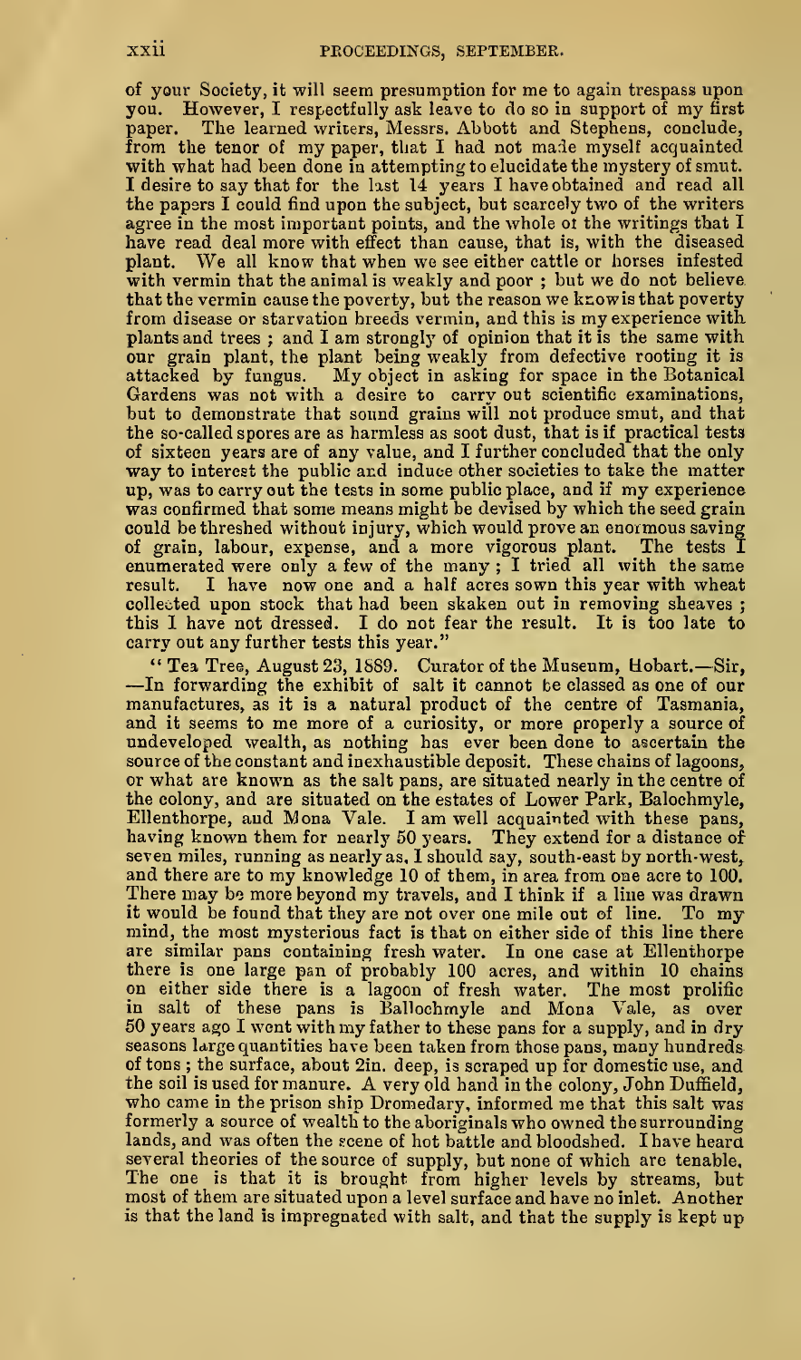of your Society, it will seem presumption for me to again trespass upon you. However, I respectfully ask leave to do so in support of my first paper. The learned writers, Messrs. Abbott and Stephens, conclude, from the tenor of my paper, that I had not made myself acquainted with what had been done in attempting to elucidate the mystery of smut. I desire to say that for the last 14 years I have obtained and read all the papers I could find upon the subject, but scarcely two of the writers agree in the most important points, and the whole of the writings that I have read deal more with effect than cause, that is, with the diseased plant. We all know that when we see either cattle or horses infested with vermin that the animal is weakly and poor ; but we do not believe that the vermin cause the poverty, but the reason we know is that poverty from disease or starvation breeds vermin, and this is my experience with plants and trees ; and I am strongly of opinion that it is the same with our grain plant, the plant being weakly from defective rooting it is attacked by fungus. My object in asking for space in the Botanical Gardens was not with a desire to carry out scientific examinations, but to demonstrate that sound grains will not produce smut, and that the so-called spores are as harmless as soot dust, that is if practical tests of sixteen years are of any value, and I further concluded that the only way to interest the public and induce other societies to take the matter up, was to carry out the tests in some public place, and if my experience was confirmed that some means might be devised by which the seed grain could be threshed without injury, which would prove an enormous saving of grain, labour, expense, and a more vigorous plant. The tests I enumerated were only a few of the many ; I tried all with the same result. I have now one and a half acres sown this year with wheat collected upon stock that had been shaken out in removing sheaves ; this I have not dressed. I do not fear the result. It is too late to carry out any further tests this year."

"Tea Tree, August 23, 1889. Curator of the Museum, Hobart.—Sir, —In forwarding the exhibit of salt it cannot be classed as one of our manufactures, as it is a natural product of the centre of Tasmania, and it seems to me more of a curiosity, or more properly a source of undeveloped wealth, as nothing has ever been done to ascertain the source of the constant and inexhaustible deposit. These chains of lagoons, or what are known as the salt pans, are situated nearly in the centre of the colony, and are situated on the estates of Lower Park, Balochmyle, Ellenthorpe, and Mona Vale. I am well acquainted with these pans, having known them for nearly 50 years. They extend for a distance of seven miles, running as nearly as, I should say, south-east by north-west, and there are to my knowledge 10 of them, in area from one acre to 100. There may be more beyond my travels, and I think if a line was drawn it would be found that they are not over one mile out of line. To my mind, the most mysterious fact is that on either side of this line there are similar pans containing fresh water. In one case at Ellenthorpe there is one large pan of probably 100 acres, and within 10 chains on either side there is a lagoon of fresh water. The most prolific in salt of these pans is Ballochmyle and Mona Vale, as over 50 years ago I went with my father to these pans for a supply, and in dry seasons large quantities have been taken from those pans, many hundreds of tons ; the surface, about 2in. deep, is scraped up for domestic use, and the soil is used for manure. A very old hand in the colony, John Duffield, who came in the prison ship Dromedary, informed me that this salt was formerly a source of wealth to the aboriginals who owned the surrounding lands, and was often the scene of hot battle and bloodshed. I have heard several theories of the source of supply, but none of which are tenable. The one is that it is brought from higher levels by streams, but most of them are situated upon a level surface and have no inlet. Another is that the land is impregnated with salt, and that the supply is kept up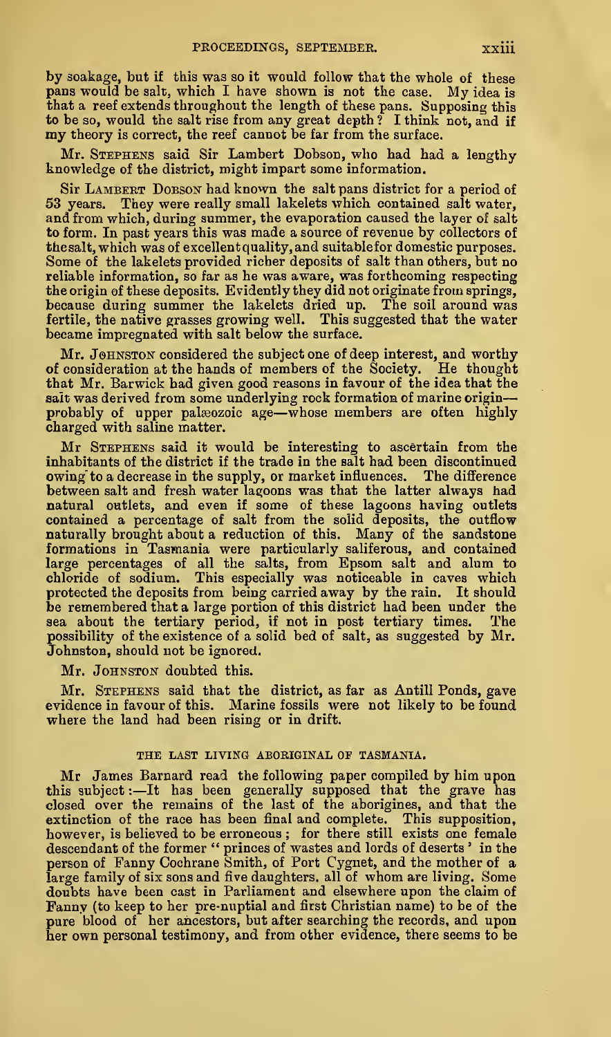by soakage, but if this was so it would follow that the whole of these pans would be salt, which I have shown is not the case. My idea is that a reef extends throughout the length of these pans. Supposing this to be so, would the salt rise from any great depth? I think not, and if my theory is correct, the reef cannot be far from the surface.

Mr. STEPHENS said Sir Lambert Dobson, who had had a lengthy knowledge of the district, might impart some information.

Sir LAMBERT DOBSON had known the salt pans district for a period of 53 years. They were really small lakelets which contained salt water, and from which, during summer, the evaporation caused the layer of salt to form. In past years this was made a source of revenue by collectors of the salt, which was of excellent quality, and suitable for domestic purposes. Some of the lakelets provided richer deposits of salt than others, but no reliable information, so far as he was aware, was forthcoming respecting the origin of these deposits. Evidently they did not originate from springs, because during summer the lakelets dried up. The soil around was fertile, the native grasses growing well. This suggested that the water became impregnated with salt below the surface.

Mr. JOHNSTON considered the subject one of deep interest, and worthy of consideration at the hands of members of the Society. He thought that Mr. Barwick had given good reasons in favour of the idea that the salt was derived from some underlying rock formation of marine origin—probably of upper palæozoic age—whose members are often highly charged with saline matter.

Mr STEPHENS said it would be interesting to ascertain from the inhabitants of the district if the trade in the salt had been discontinued owing to a decrease in the supply, or market influences. The difference between salt and fresh water lagoons was that the latter always had natural outlets, and even if some of these lagoons having outlets contained a percentage of salt from the solid deposits, the outflow naturally brought about a reduction of this. Many of the sandstone formations in Tasmania were particularly saliferous, and contained large percentages of all the salts, from Epsom salt and alum to chloride of sodium. This especially was noticeable in caves which protected the deposits from being carried away by the rain. It should be remembered that a large portion of this district had been under the sea about the tertiary period, if not in post tertiary times. The possibility of the existence of a solid bed of salt, as suggested by Mr. Johnston, should not be ignored.

Mr. JOHNSTON doubted this.

Mr. STEPHENS said that the district, as far as Antill Ponds, gave evidence in favour of this. Marine fossils were not likely to be found where the land had been rising or in drift.

## THE LAST LIVING ABORIGINAL OF TASMANIA.

Mr James Barnard read the following paper compiled by him upon this subject:—It has been generally supposed that the grave has closed over the remains of the last of the aborigines, and that the extinction of the race has been final and complete. This supposition, however, is believed to be erroneous; for there still exists one female descendant of the former "princes of wastes and lords of deserts" in the person of Fanny Cochrane Smith, of Port Cygnet, and the mother of a large family of six sons and five daughters, all of whom are living. Some doubts have been cast in Parliament and elsewhere upon the claim of Fanny (to keep to her pre-nuptial and first Christian name) to be of the pure blood of her ancestors, but after searching the records, and upon her own personal testimony, and from other evidence, there seems to be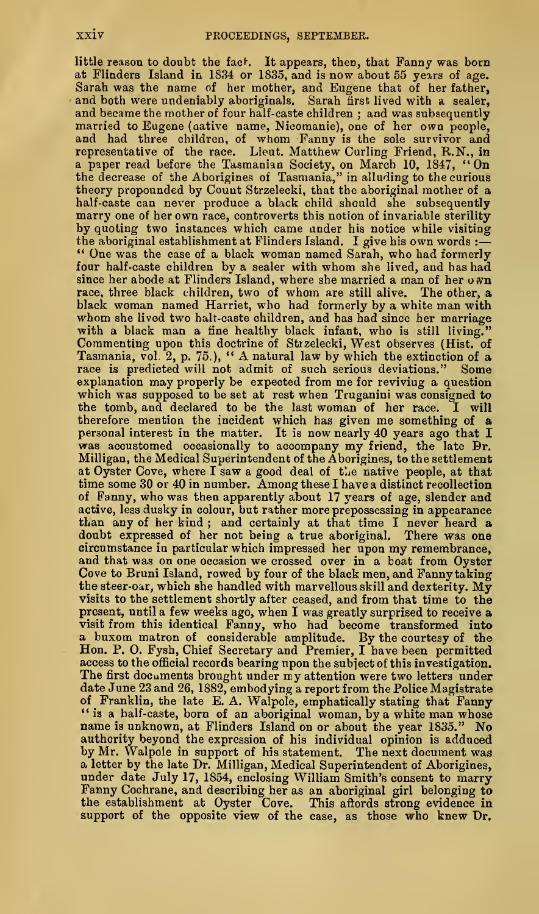little reason to doubt the fact. It appears, then, that Fanny was born at Flinders Island in 1834 or 1835, and is now about 55 years of age. Sarah was the name of her mother, and Eugene that of her father, and both were undeniably aboriginals. Sarah first lived with a sealer, and became the mother of four half-caste children ; and was subsequently married to Eugene (native name, Nicomanie), one of her own people, and had three children, of whom Fanny is the sole survivor and representative of the race. Lieut. Matthew Curling Friend, R.N., in a paper read before the Tasmanian Society, on March 10, 1847, "On the decrease of the Aborigines of Tasmania," in alluding to the curious theory propounded by Count Strzelecki, that the aboriginal mother of a half-caste can never produce a black child should she subsequently marry one of her own race, controverts this notion of invariable sterility by quoting two instances which came under his notice while visiting the aboriginal establishment at Flinders Island. I give his own words :— "One was the case of a black woman named Sarah, who had formerly four half-caste children by a sealer with whom she lived, and has had since her abode at Flinders Island, where she married a man of her own race, three black children, two of whom are still alive. The other, a black woman named Harriet, who had formerly by a white man with whom she lived two half-caste children, and has had since her marriage with a black man a fine healthy black infant, who is still living." Commenting upon this doctrine of Strzelecki, West observes (Hist. of Tasmania, vol. 2, p. 75.), "A natural law by which the extinction of a race is predicted will not admit of such serious deviations." Some explanation may properly be expected from me for reviving a question which was supposed to be set at rest when Truganini was consigned to the tomb, and declared to be the last woman of her race. I will therefore mention the incident which has given me something of a personal interest in the matter. It is now nearly 40 years ago that I was accustomed occasionally to accompany my friend, the late Dr. Milligan, the Medical Superintendent of the Aborigines, to the settlement at Oyster Cove, where I saw a good deal of the native people, at that time some 30 or 40 in number. Among these I have a distinct recollection of Fanny, who was then apparently about 17 years of age, slender and active, less dusky in colour, but rather more prepossessing in appearance than any of her kind ; and certainly at that time I never heard a doubt expressed of her not being a true aboriginal. There was one circumstance in particular which impressed her upon my remembrance, and that was on one occasion we crossed over in a boat from Oyster Cove to Bruni Island, rowed by four of the black men, and Fanny taking the steer-oar, which she handled with marvellous skill and dexterity. My visits to the settlement shortly after ceased, and from that time to the present, until a few weeks ago, when I was greatly surprised to receive a visit from this identical Fanny, who had become transformed into a buxom matron of considerable amplitude. By the courtesy of the Hon. P. O. Fysh, Chief Secretary and Premier, I have been permitted access to the official records bearing upon the subject of this investigation. The first documents brought under my attention were two letters under date June 23 and 26, 1882, embodying a report from the Police Magistrate of Franklin, the late E. A. Walpole, emphatically stating that Fanny "is a half-caste, born of an aboriginal woman, by a white man whose name is unknown, at Flinders Island on or about the year 1835." No authority beyond the expression of his individual opinion is adduced by Mr. Walpole in support of his statement. The next document was a letter by the late Dr. Milligan, Medical Superintendent of Aborigines, under date July 17, 1854, enclosing William Smith's consent to marry Fanny Cochrane, and describing her as an aboriginal girl belonging to the establishment at Oyster Cove. This affords strong evidence in support of the opposite view of the case, as those who knew Dr.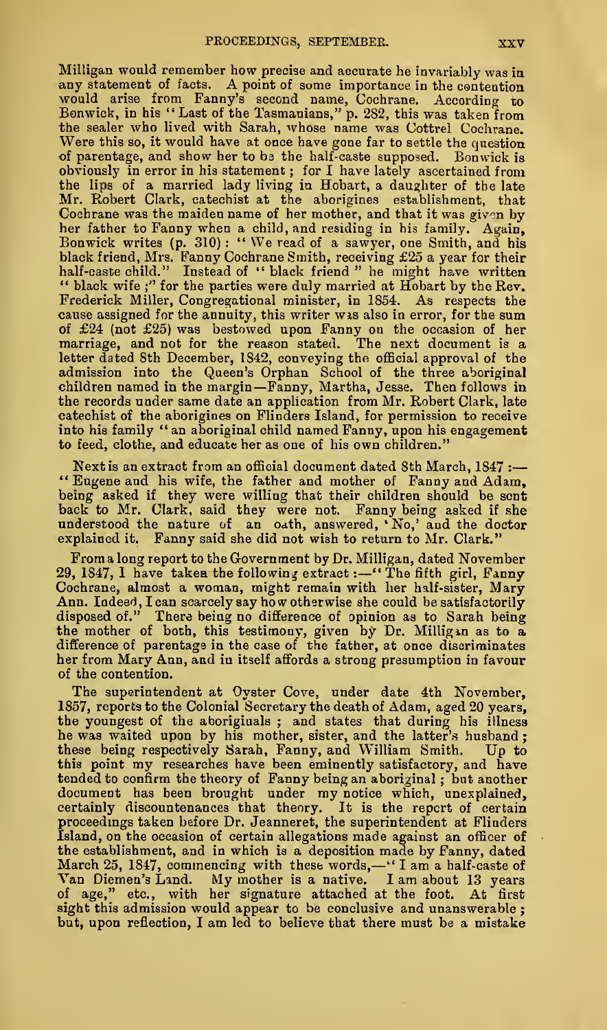Milligan would remember how precise and accurate he invariably was in any statement of facts. A point of some importance in the contention would arise from Fanny's second name, Cochrane. According to Bonwick, in his "Last of the Tasmanians," p. 282, this was taken from the sealer who lived with Sarah, whose name was Cottrel Cochrane. Were this so, it would have at once have gone far to settle the question of parentage, and show her to be the half-caste supposed. Bonwick is obviously in error in his statement; for I have lately ascertained from the lips of a married lady living in Hobart, a daughter of the late Mr. Robert Clark, catechist at the aborigines establishment, that Cochrane was the maiden name of her mother, and that it was given by her father to Fanny when a child, and residing in his family. Again, Bonwick writes (p. 310): "We read of a sawyer, one Smith, and his black friend, Mrs. Fanny Cochrane Smith, receiving £25 a year for their half-caste child." Instead of "black friend" he might have written "black wife;" for the parties were duly married at Hobart by the Rev. Frederick Miller, Congregational minister, in 1854. As respects the cause assigned for the annuity, this writer was also in error, for the sum of £24 (not £25) was bestowed upon Fanny on the occasion of her marriage, and not for the reason stated. The next document is a letter dated 8th December, 1842, conveying the official approval of the admission into the Queen's Orphan School of the three aboriginal children named in the margin—Fanny, Martha, Jesse. Then follows in the records under same date an application from Mr. Robert Clark, late catechist of the aborigines on Flinders Island, for permission to receive into his family "an aboriginal child named Fanny, upon his engagement to feed, clothe, and educate her as one of his own children."

Next is an extract from an official document dated 8th March, 1847:—"Eugene and his wife, the father and mother of Fanny and Adam, being asked if they were willing that their children should be sent back to Mr. Clark, said they were not. Fanny being asked if she understood the nature of an oath, answered, 'No,' and the doctor explained it. Fanny said she did not wish to return to Mr. Clark."

From a long report to the Government by Dr. Milligan, dated November 29, 1847, I have taken the following extract:—"The fifth girl, Fanny Cochrane, almost a woman, might remain with her half-sister, Mary Ann. Indeed, I can scarcely say how otherwise she could be satisfactorily disposed of." There being no difference of opinion as to Sarah being the mother of both, this testimony, given by Dr. Milligan as to a difference of parentage in the case of the father, at once discriminates her from Mary Ann, and in itself affords a strong presumption in favour of the contention.

The superintendent at Oyster Cove, under date 4th November, 1857, reports to the Colonial Secretary the death of Adam, aged 20 years, the youngest of the aboriginals; and states that during his illness he was waited upon by his mother, sister, and the latter's husband; these being respectively Sarah, Fanny, and William Smith. Up to this point my researches have been eminently satisfactory, and have tended to confirm the theory of Fanny being an aboriginal; but another document has been brought under my notice which, unexplained, certainly discountenances that theory. It is the report of certain proceedings taken before Dr. Jeanneret, the superintendent at Flinders Island, on the occasion of certain allegations made against an officer of the establishment, and in which is a deposition made by Fanny, dated March 25, 1847, commencing with these words,—"I am a half-caste of Van Diemen's Land. My mother is a native. I am about 13 years of age," etc., with her signature attached at the foot. At first sight this admission would appear to be conclusive and unanswerable; but, upon reflection, I am led to believe that there must be a mistake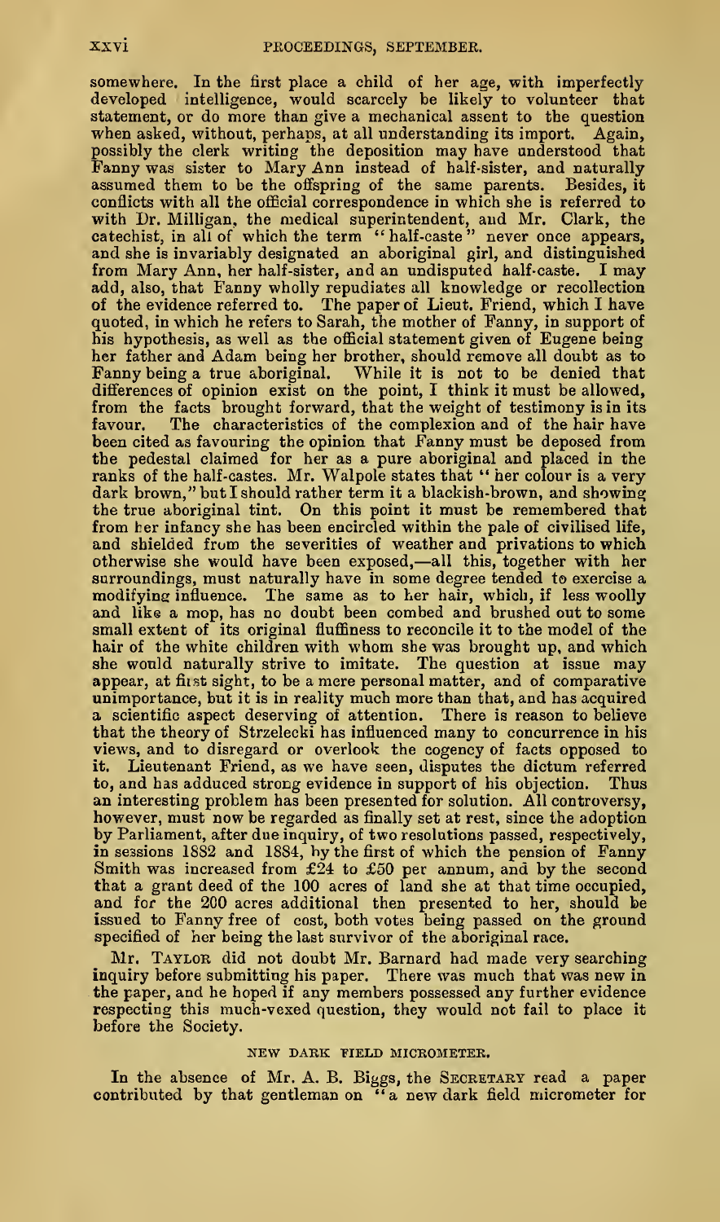somewhere. In the first place a child of her age, with imperfectly developed intelligence, would scarcely be likely to volunteer that statement, or do more than give a mechanical assent to the question when asked, without, perhaps, at all understanding its import. Again, possibly the clerk writing the deposition may have understood that Fanny was sister to Mary Ann instead of half-sister, and naturally assumed them to be the offspring of the same parents. Besides, it conflicts with all the official correspondence in which she is referred to with Dr. Milligan, the medical superintendent, and Mr. Clark, the catechist, in all of which the term "half-caste" never once appears, and she is invariably designated an aboriginal girl, and distinguished from Mary Ann, her half-sister, and an undisputed half-caste. I may add, also, that Fanny wholly repudiates all knowledge or recollection of the evidence referred to. The paper of Lieut. Friend, which I have quoted, in which he refers to Sarah, the mother of Fanny, in support of his hypothesis, as well as the official statement given of Eugene being her father and Adam being her brother, should remove all doubt as to Fanny being a true aboriginal. While it is not to be denied that differences of opinion exist on the point, I think it must be allowed, from the facts brought forward, that the weight of testimony is in its favour. The characteristics of the complexion and of the hair have been cited as favouring the opinion that Fanny must be deposed from the pedestal claimed for her as a pure aboriginal and placed in the ranks of the half-castes. Mr. Walpole states that "her colour is a very dark brown," but I should rather term it a blackish-brown, and showing the true aboriginal tint. On this point it must be remembered that from her infancy she has been encircled within the pale of civilised life, and shielded from the severities of weather and privations to which otherwise she would have been exposed,—all this, together with her surroundings, must naturally have in some degree tended to exercise a modifying influence. The same as to her hair, which, if less woolly and like a mop, has no doubt been combed and brushed out to some small extent of its original fluffiness to reconcile it to the model of the hair of the white children with whom she was brought up, and which she would naturally strive to imitate. The question at issue may appear, at first sight, to be a mere personal matter, and of comparative unimportance, but it is in reality much more than that, and has acquired a scientific aspect deserving of attention. There is reason to believe that the theory of Strzelecki has influenced many to concurrence in his views, and to disregard or overlook the cogency of facts opposed to it. Lieutenant Friend, as we have seen, disputes the dictum referred to, and has adduced strong evidence in support of his objection. Thus an interesting problem has been presented for solution. All controversy, however, must now be regarded as finally set at rest, since the adoption by Parliament, after due inquiry, of two resolutions passed, respectively, in sessions 1882 and 1884, by the first of which the pension of Fanny Smith was increased from £24 to £50 per annum, and by the second that a grant deed of the 100 acres of land she at that time occupied, and for the 200 acres additional then presented to her, should be issued to Fanny free of cost, both votes being passed on the ground specified of her being the last survivor of the aboriginal race.

Mr. TAYLOR did not doubt Mr. Barnard had made very searching inquiry before submitting his paper. There was much that was new in the paper, and he hoped if any members possessed any further evidence respecting this much-vexed question, they would not fail to place it before the Society.

### NEW DARK FIELD MICROMETER.

In the absence of Mr. A. B. Biggs, the SECRETARY read a paper contributed by that gentleman on "a new dark field micrometer for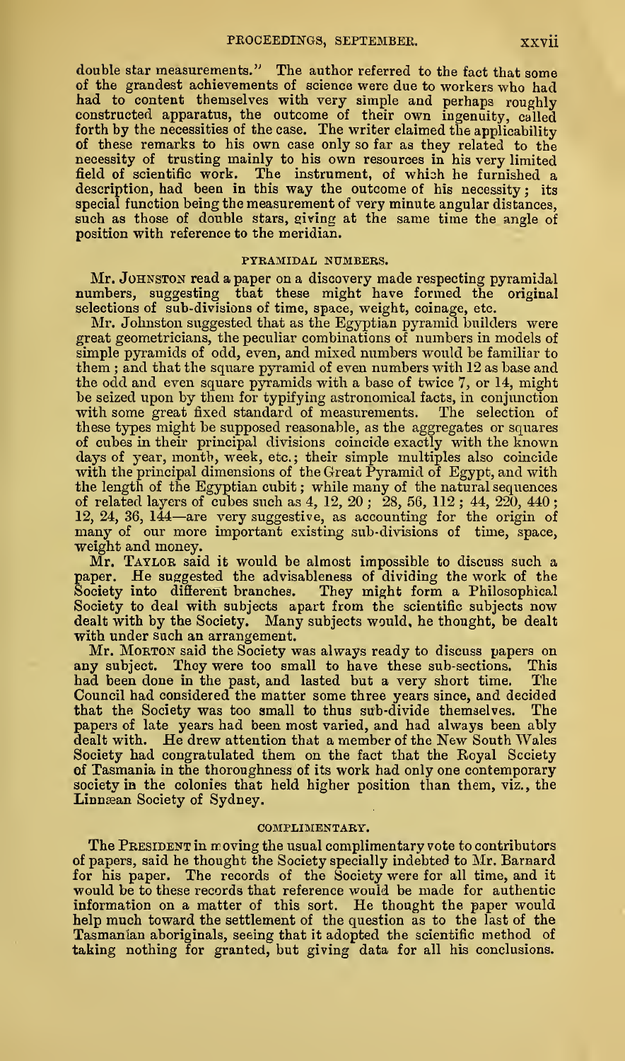double star measurements." The author referred to the fact that some of the grandest achievements of science were due to workers who had had to content themselves with very simple and perhaps roughly constructed apparatus, the outcome of their own ingenuity, called forth by the necessities of the case. The writer claimed the applicability of these remarks to his own case only so far as they related to the necessity of trusting mainly to his own resources in his very limited field of scientific work. The instrument, of which he furnished a description, had been in this way the outcome of his necessity; its special function being the measurement of very minute angular distances, such as those of double stars, giving at the same time the angle of position with reference to the meridian.

## PYRAMIDAL NUMBERS.

Mr. JOHNSTON read a paper on a discovery made respecting pyramidal numbers, suggesting that these might have formed the original selections of sub-divisions of time, space, weight, coinage, etc.

Mr. Johnston suggested that as the Egyptian pyramid builders were great geometricians, the peculiar combinations of numbers in models of simple pyramids of odd, even, and mixed numbers would be familiar to them; and that the square pyramid of even numbers with 12 as base and the odd and even square pyramids with a base of twice 7, or 14, might be seized upon by them for typifying astronomical facts, in conjunction with some great fixed standard of measurements. The selection of these types might be supposed reasonable, as the aggregates or squares of cubes in their principal divisions coincide exactly with the known days of year, month, week, etc.; their simple multiples also coincide with the principal dimensions of the Great Pyramid of Egypt, and with the length of the Egyptian cubit; while many of the natural sequences of related layers of cubes such as 4, 12, 20; 28, 56, 112; 44, 220, 440; 12, 24, 36, 144—are very suggestive, as accounting for the origin of many of our more important existing sub-divisions of time, space, weight and money.

Mr. TAYLOR said it would be almost impossible to discuss such a paper. He suggested the advisableness of dividing the work of the Society into different branches. They might form a Philosophical Society to deal with subjects apart from the scientific subjects now dealt with by the Society. Many subjects would, he thought, be dealt with under such an arrangement.

Mr. MORTON said the Society was always ready to discuss papers on any subject. They were too small to have these sub-sections. This had been done in the past, and lasted but a very short time. The Council had considered the matter some three years since, and decided that the Society was too small to thus sub-divide themselves. The papers of late years had been most varied, and had always been ably dealt with. He drew attention that a member of the New South Wales Society had congratulated them on the fact that the Royal Society of Tasmania in the thoroughness of its work had only one contemporary society in the colonies that held higher position than them, viz., the Linnæan Society of Sydney.

## COMPLIMENTARY.

The PRESIDENT in moving the usual complimentary vote to contributors of papers, said he thought the Society specially indebted to Mr. Barnard for his paper. The records of the Society were for all time, and it would be to these records that reference would be made for authentic information on a matter of this sort. He thought the paper would help much toward the settlement of the question as to the last of the Tasmanian aboriginals, seeing that it adopted the scientific method of taking nothing for granted, but giving data for all his conclusions.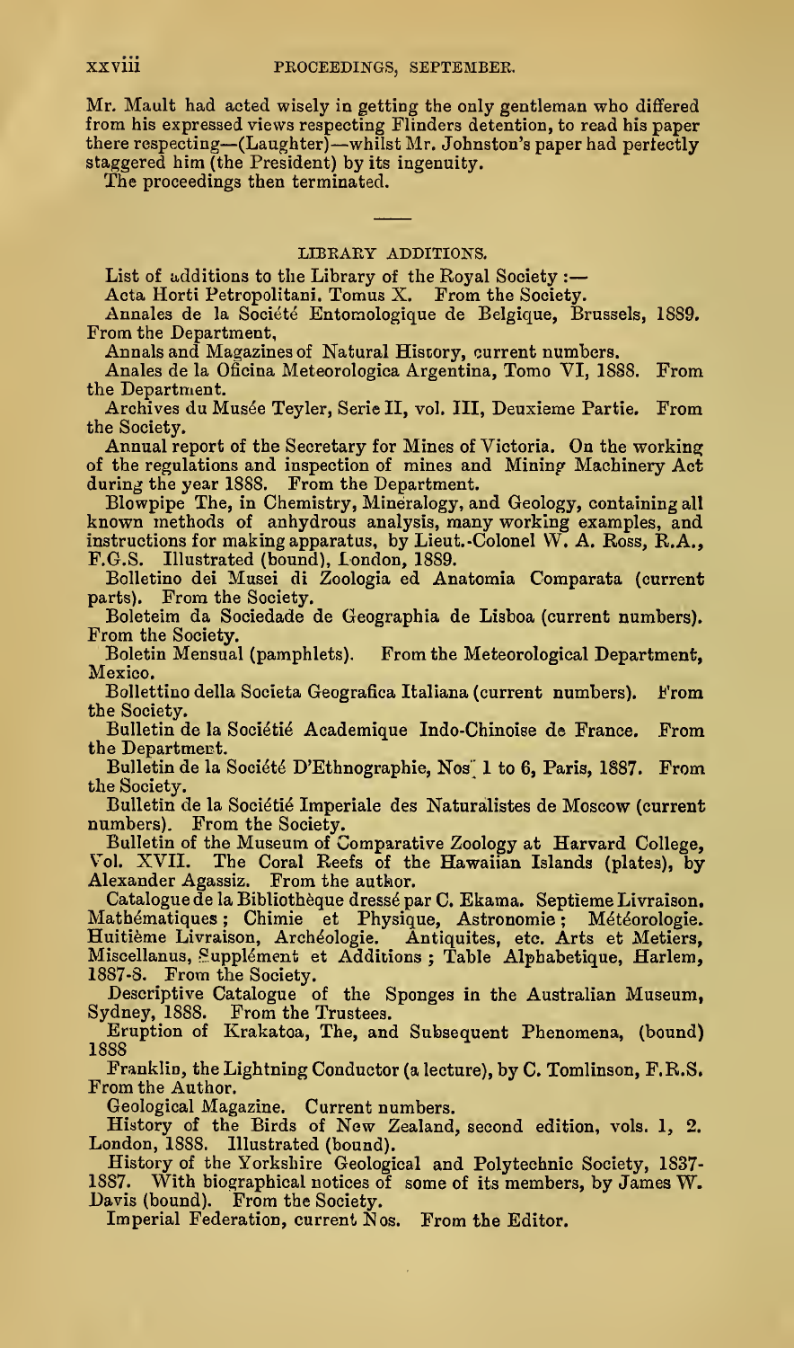Mr. Mault had acted wisely in getting the only gentleman who differed from his expressed views respecting Flinders detention, to read his paper there respecting—(Laughter)—whilst Mr. Johnston's paper had perfectly staggered him (the President) by its ingenuity.

The proceedings then terminated.

## LIBRARY ADDITIONS.

List of additions to the Library of the Royal Society :—

Acta Horti Petropolitani. Tomus X. From the Society.

Annales de la Société Entomologique de Belgique, Brussels, 1889. From the Department.

Annals and Magazines of Natural History, current numbers.

Anales de la Oficina Meteorologica Argentina, Tomo VI, 1888. From the Department.

Archives du Musée Teyler, Serie II, vol. III, Deuxieme Partie. From the Society.

Annual report of the Secretary for Mines of Victoria. On the working of the regulations and inspection of mines and Mining Machinery Act during the year 1888. From the Department.

Blowpipe The, in Chemistry, Mineralogy, and Geology, containing all known methods of anhydrous analysis, many working examples, and instructions for making apparatus, by Lieut.-Colonel W. A. Ross, R.A., F.G.S. Illustrated (bound), London, 1889.

Bolletino dei Musei di Zoologia ed Anatomia Comparata (current parts). From the Society.

Boleteim da Sociedade de Geographia de Lisboa (current numbers). From the Society.

Boletin Mensual (pamphlets). From the Meteorological Department, Mexico.

Bollettino della Societa Geografica Italiana (current numbers). From the Society.

Bulletin de la Sociétié Academique Indo-Chinoise de France. From the Department.

Bulletin de la Société D'Ethnographie, Nos. 1 to 6, Paris, 1887. From the Society.

Bulletin de la Sociétié Imperiale des Naturalistes de Moscow (current numbers). From the Society.

Bulletin of the Museum of Comparative Zoology at Harvard College, Vol. XVII. The Coral Reefs of the Hawaiian Islands (plates), by Alexander Agassiz. From the author.

Catalogue de la Bibliothèque dressé par C. Ekama. Septieme Livraison. Mathématiques; Chimie et Physique, Astronomie; Météorologie. Huitième Livraison, Archéologie. Antiquites, etc. Arts et Metiers, Miscellanus, Supplément et Additions ; Table Alphabetique, Harlem, 1887-8. From the Society.

Descriptive Catalogue of the Sponges in the Australian Museum, Sydney, 1888. From the Trustees.

Eruption of Krakatoa, The, and Subsequent Phenomena, (bound) 1888

Franklin, the Lightning Conductor (a lecture), by C. Tomlinson, F.R.S. From the Author.

Geological Magazine. Current numbers.

History of the Birds of New Zealand, second edition, vols. 1, 2. London, 1888. Illustrated (bound).

History of the Yorkshire Geological and Polytechnic Society, 1837-1887. With biographical notices of some of its members, by James W. Davis (bound). From the Society.

Imperial Federation, current Nos. From the Editor.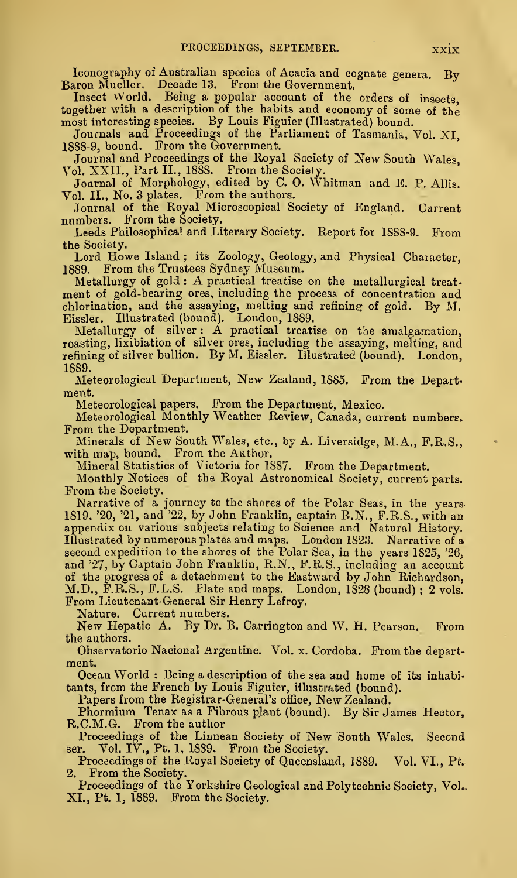Iconography of Australian species of Acacia and cognate genera. By Baron Mueller. Decade 13. From the Government.

Insect World. Being a popular account of the orders of insects, together with a description of the habits and economy of some of the most interesting species. By Louis Figuier (Illustrated) bound.

Journals and Proceedings of the Parliament of Tasmania, Vol. XI, 1888-9, bound. From the Government.

Journal and Proceedings of the Royal Society of New South Wales, Vol. XXII., Part II., 1888. From the Society.

Journal of Morphology, edited by C. O. Whitman and E. P. Allis. Vol. II., No. 3 plates. From the authors.

Journal of the Royal Microscopical Society of England. Current numbers. From the Society.

Leeds Philosophical and Literary Society. Report for 1888-9. From the Society.

Lord Howe Island; its Zoology, Geology, and Physical Character, 1889. From the Trustees Sydney Museum.

Metallurgy of gold: A practical treatise on the metallurgical treatment of gold-bearing ores, including the process of concentration and chlorination, and the assaying, melting and refining of gold. By M. Eissler. Illustrated (bound). London, 1889.

Metallurgy of silver: A practical treatise on the amalgamation, roasting, lixibiation of silver ores, including the assaying, melting, and refining of silver bullion. By M. Eissler. Illustrated (bound). London, 1889.

Meteorological Department, New Zealand, 1885. From the Department.

Meteorological papers. From the Department, Mexico.

Meteorological Monthly Weather Review, Canada, current numbers. From the Department.

Minerals of New South Wales, etc., by A. Liversidge, M.A., F.R.S., with map, bound. From the Author.

Mineral Statistics of Victoria for 1887. From the Department.

Monthly Notices of the Royal Astronomical Society, current parts. From the Society.

Narrative of a journey to the shores of the Polar Seas, in the years 1819, '20, '21, and '22, by John Franklin, captain R.N., F.R.S., with an appendix on various subjects relating to Science and Natural History. Illustrated by numerous plates and maps. London 1823. Narrative of a second expedition to the shores of the Polar Sea, in the years 1825, '26, and '27, by Captain John Franklin, R.N., F.R.S., including an account of the progress of a detachment to the Eastward by John Richardson, M.D., F.R.S., F.L.S. Plate and maps. London, 1828 (bound); 2 vols. From Lieutenant-General Sir Henry Lefroy.

Nature. Current numbers.

New Hepatic A. By Dr. B. Carrington and W. H. Pearson. From the authors.

Observatorio Nacional Argentine. Vol. x. Cordoba. From the department.

Ocean World: Being a description of the sea and home of its inhabitants, from the French by Louis Figuier, illustrated (bound).

Papers from the Registrar-General's office, New Zealand.

Phormium Tenax as a Fibrous plant (bound). By Sir James Hector, R.C.M.G. From the author

Proceedings of the Linnean Society of New South Wales. Second ser. Vol. IV., Pt. 1, 1889. From the Society.

Proceedings of the Royal Society of Queensland, 1889. Vol. VI., Pt. 2. From the Society.

Proceedings of the Yorkshire Geological and Polytechnic Society, Vol. XI., Pt. 1, 1889. From the Society.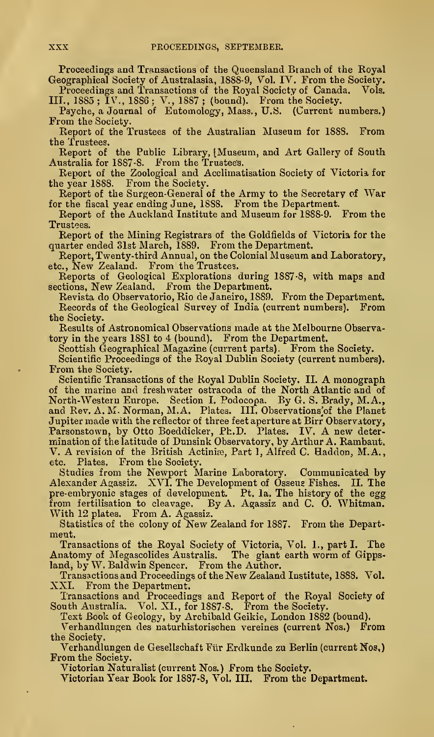Proceedings and Transactions of the Queensland Branch of the Royal Geographical Society of Australasia, 1888-9, Vol. IV. From the Society.

Proceedings and Transactions of the Royal Society of Canada. Vols. III., 1885 ; IV., 1886 ; V., 1887 ; (bound). From the Society.

Psyche, a Journal of Entomology, Mass., U.S. (Current numbers.) From the Society.

Report of the Trustees of the Australian Museum for 1888. From the Trustees.

Report of the Public Library, Museum, and Art Gallery of South Australia for 1887-8. From the Trustees.

Report of the Zoological and Acclimatisation Society of Victoria for the year 1888. From the Society.

Report of the Surgeon-General of the Army to the Secretary of War for the fiscal year ending June, 1888. From the Department.

Report of the Auckland Institute and Museum for 1888-9. From the Trustees.

Report of the Mining Registrars of the Goldfields of Victoria for the quarter ended 31st March, 1889. From the Department.

Report, Twenty-third Annual, on the Colonial Museum and Laboratory, etc., New Zealand. From the Trustees.

Reports of Geological Explorations during 1887-8, with maps and sections, New Zealand. From the Department.

Revista do Observatorio, Rio de Janeiro, 1889. From the Department.

Records of the Geological Survey of India (current numbers). From the Society.

Results of Astronomical Observations made at the Melbourne Observatory in the years 1881 to 4 (bound). From the Department.

Scottish Geographical Magazine (current parts). From the Society.

Scientific Proceedings of the Royal Dublin Society (current numbers). From the Society.

Scientific Transactions of the Royal Dublin Society. II. A monograph of the marine and freshwater ostracoda of the North Atlantic and of North-Western Europe. Section I. Podocopa. By G. S. Brady, M.A., and Rev. A. M. Norman, M.A. Plates. III. Observations of the Planet Jupiter made with the reflector of three feet aperture at Birr Observatory, Parsonstown, by Otto Boeddicker, Ph.D. Plates. IV. A new determination of the latitude of Dunsink Observatory, by Arthur A. Rambaut. V. A revision of the British Actiniæ, Part 1, Alfred C. Haddon, M.A., etc. Plates. From the Society.

Studies from the Newport Marine Laboratory. Communicated by Alexander Agassiz. XVI. The Development of Osseus Fishes. II. The pre-embryonic stages of development. Pt. 1a. The history of the egg from fertilisation to cleavage. By A. Agassiz and C. O. Whitman. With 12 plates. From A. Agassiz.

Statistics of the colony of New Zealand for 1887. From the Department.

Transactions of the Royal Society of Victoria, Vol. 1., part I. The Anatomy of Megascolides Australis. The giant earth worm of Gippsland, by W. Baldwin Spencer. From the Author.

Transactions and Proceedings of the New Zealand Institute, 1888. Vol. XXI. From the Department.

Transactions and Proceedings and Report of the Royal Society of South Australia. Vol. XI., for 1887-8. From the Society.

Text Book of Geology, by Archibald Geikie, London 1882 (bound).

Verhandlungen des naturhistorischen vereines (current Nos.) From the Society.

Verhandlungen de Gesellschaft Für Erdkunde zu Berlin (current Nos.) From the Society.

Victorian Naturalist (current Nos.) From the Society.

Victorian Year Book for 1887-8, Vol. III. From the Department.